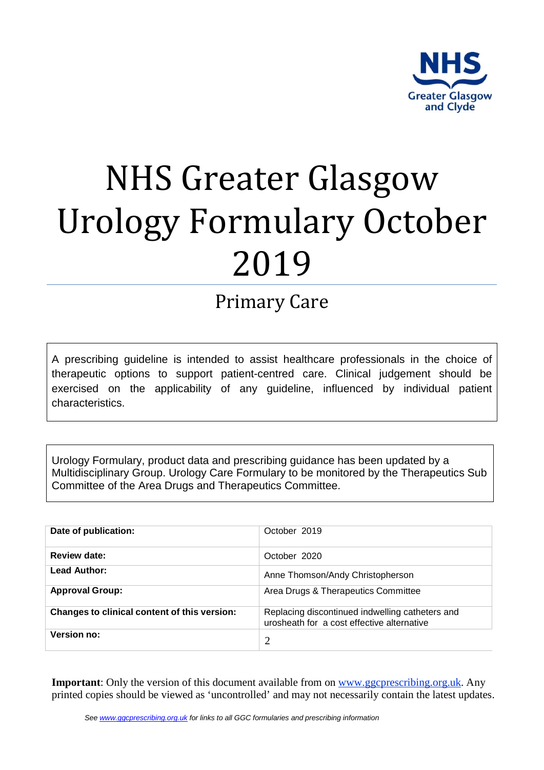NHS Greater Glasgow and Clyde

# NHS Greater Glasgow Urology Formulary October 2019

## Primary Care

A prescribing guideline is intended to assist healthcare professionals in the choice of therapeutic options to support patient-centred care. Clinical judgement should be exercised on the applicability of any guideline, influenced by individual patient characteristics.

Urology Formulary, product data and prescribing guidance has been updated by a Multidisciplinary Group. Urology Care Formulary to be monitored by the Therapeutics Sub Committee of the Area Drugs and Therapeutics Committee.

| | |
|---|---|
| **Date of publication:** | October 2019 |
| **Review date:** | October 2020 |
| **Lead Author:** | Anne Thomson/Andy Christopherson |
| **Approval Group:** | Area Drugs & Therapeutics Committee |
| **Changes to clinical content of this version:** | Replacing discontinued indwelling catheters and urosheath for a cost effective alternative |
| **Version no:** | 2 |

**Important**: Only the version of this document available from on www.ggcprescribing.org.uk. Any printed copies should be viewed as 'uncontrolled' and may not necessarily contain the latest updates.

*See www.ggcprescribing.org.uk for links to all GGC formularies and prescribing information*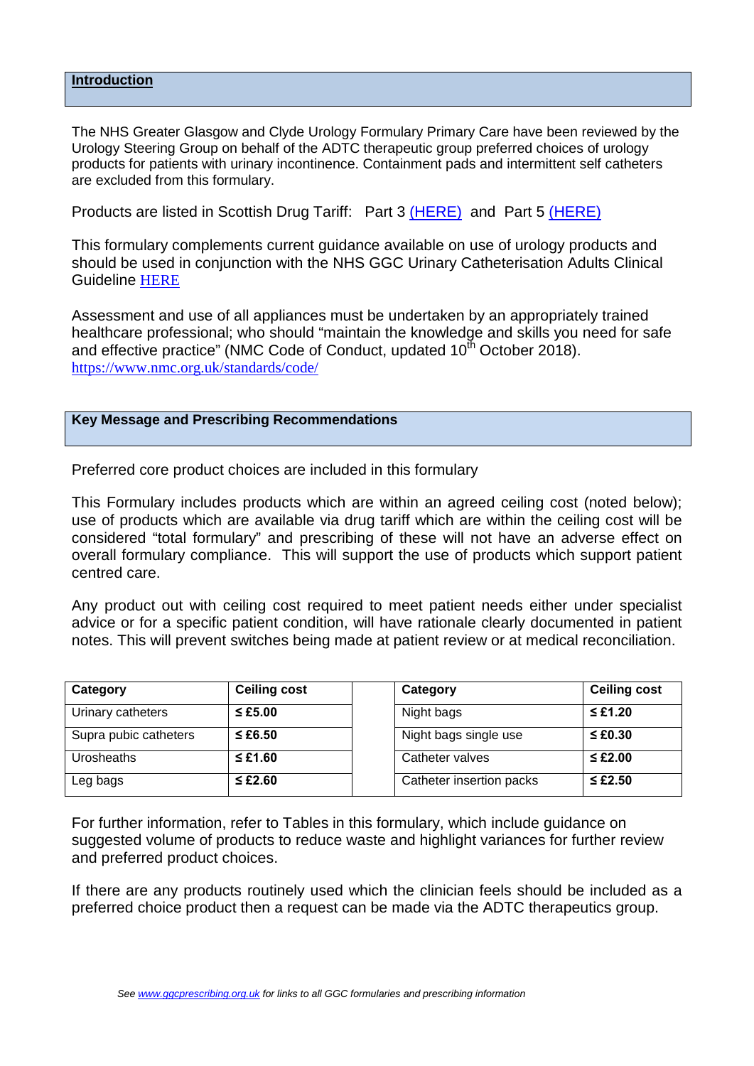## Introduction

The NHS Greater Glasgow and Clyde Urology Formulary Primary Care have been reviewed by the Urology Steering Group on behalf of the ADTC therapeutic group preferred choices of urology products for patients with urinary incontinence. Containment pads and intermittent self catheters are excluded from this formulary.

Products are listed in Scottish Drug Tariff: Part 3 (HERE) and Part 5 (HERE)

This formulary complements current guidance available on use of urology products and should be used in conjunction with the NHS GGC Urinary Catheterisation Adults Clinical Guideline HERE

Assessment and use of all appliances must be undertaken by an appropriately trained healthcare professional; who should "maintain the knowledge and skills you need for safe and effective practice" (NMC Code of Conduct, updated 10th October 2018). https://www.nmc.org.uk/standards/code/

## Key Message and Prescribing Recommendations

Preferred core product choices are included in this formulary

This Formulary includes products which are within an agreed ceiling cost (noted below); use of products which are available via drug tariff which are within the ceiling cost will be considered "total formulary" and prescribing of these will not have an adverse effect on overall formulary compliance. This will support the use of products which support patient centred care.

Any product out with ceiling cost required to meet patient needs either under specialist advice or for a specific patient condition, will have rationale clearly documented in patient notes. This will prevent switches being made at patient review or at medical reconciliation.

| Category | Ceiling cost | | Category | Ceiling cost |
|---|---|---|---|---|
| Urinary catheters | **≤ £5.00** | | Night bags | **≤ £1.20** |
| Supra pubic catheters | **≤ £6.50** | | Night bags single use | **≤ £0.30** |
| Urosheaths | **≤ £1.60** | | Catheter valves | **≤ £2.00** |
| Leg bags | **≤ £2.60** | | Catheter insertion packs | **≤ £2.50** |

For further information, refer to Tables in this formulary, which include guidance on suggested volume of products to reduce waste and highlight variances for further review and preferred product choices.

If there are any products routinely used which the clinician feels should be included as a preferred choice product then a request can be made via the ADTC therapeutics group.

*See www.ggcprescribing.org.uk for links to all GGC formularies and prescribing information*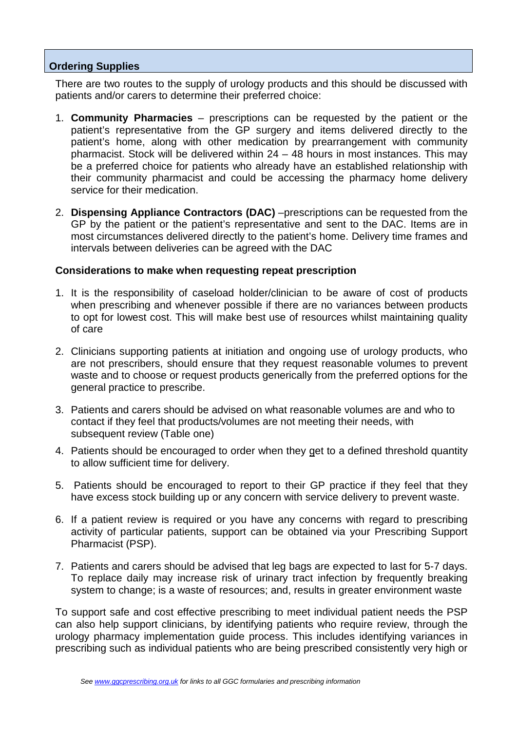## Ordering Supplies

There are two routes to the supply of urology products and this should be discussed with patients and/or carers to determine their preferred choice:

1. **Community Pharmacies** – prescriptions can be requested by the patient or the patient's representative from the GP surgery and items delivered directly to the patient's home, along with other medication by prearrangement with community pharmacist. Stock will be delivered within 24 – 48 hours in most instances. This may be a preferred choice for patients who already have an established relationship with their community pharmacist and could be accessing the pharmacy home delivery service for their medication.

2. **Dispensing Appliance Contractors (DAC)** –prescriptions can be requested from the GP by the patient or the patient's representative and sent to the DAC. Items are in most circumstances delivered directly to the patient's home. Delivery time frames and intervals between deliveries can be agreed with the DAC

### Considerations to make when requesting repeat prescription

1. It is the responsibility of caseload holder/clinician to be aware of cost of products when prescribing and whenever possible if there are no variances between products to opt for lowest cost. This will make best use of resources whilst maintaining quality of care

2. Clinicians supporting patients at initiation and ongoing use of urology products, who are not prescribers, should ensure that they request reasonable volumes to prevent waste and to choose or request products generically from the preferred options for the general practice to prescribe.

3. Patients and carers should be advised on what reasonable volumes are and who to contact if they feel that products/volumes are not meeting their needs, with subsequent review (Table one)

4. Patients should be encouraged to order when they get to a defined threshold quantity to allow sufficient time for delivery.

5. Patients should be encouraged to report to their GP practice if they feel that they have excess stock building up or any concern with service delivery to prevent waste.

6. If a patient review is required or you have any concerns with regard to prescribing activity of particular patients, support can be obtained via your Prescribing Support Pharmacist (PSP).

7. Patients and carers should be advised that leg bags are expected to last for 5-7 days. To replace daily may increase risk of urinary tract infection by frequently breaking system to change; is a waste of resources; and, results in greater environment waste

To support safe and cost effective prescribing to meet individual patient needs the PSP can also help support clinicians, by identifying patients who require review, through the urology pharmacy implementation guide process. This includes identifying variances in prescribing such as individual patients who are being prescribed consistently very high or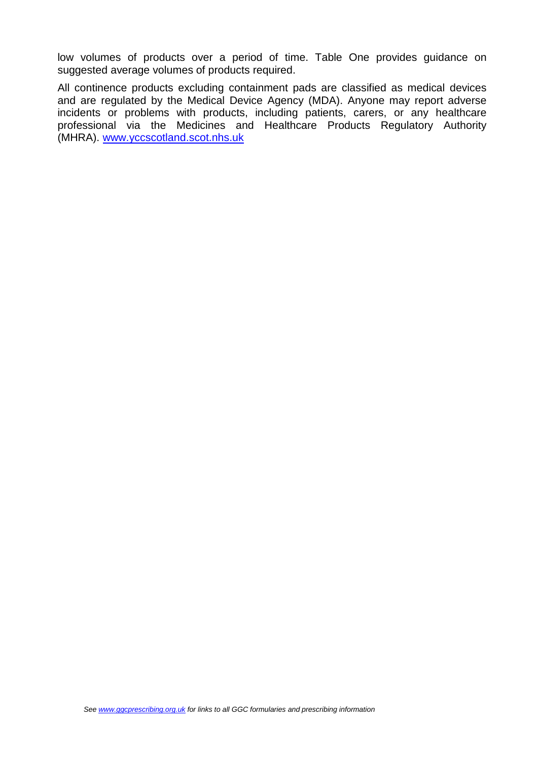low volumes of products over a period of time. Table One provides guidance on suggested average volumes of products required.

All continence products excluding containment pads are classified as medical devices and are regulated by the Medical Device Agency (MDA). Anyone may report adverse incidents or problems with products, including patients, carers, or any healthcare professional via the Medicines and Healthcare Products Regulatory Authority (MHRA). [www.yccscotland.scot.nhs.uk](http://www.yccscotland.scot.nhs.uk)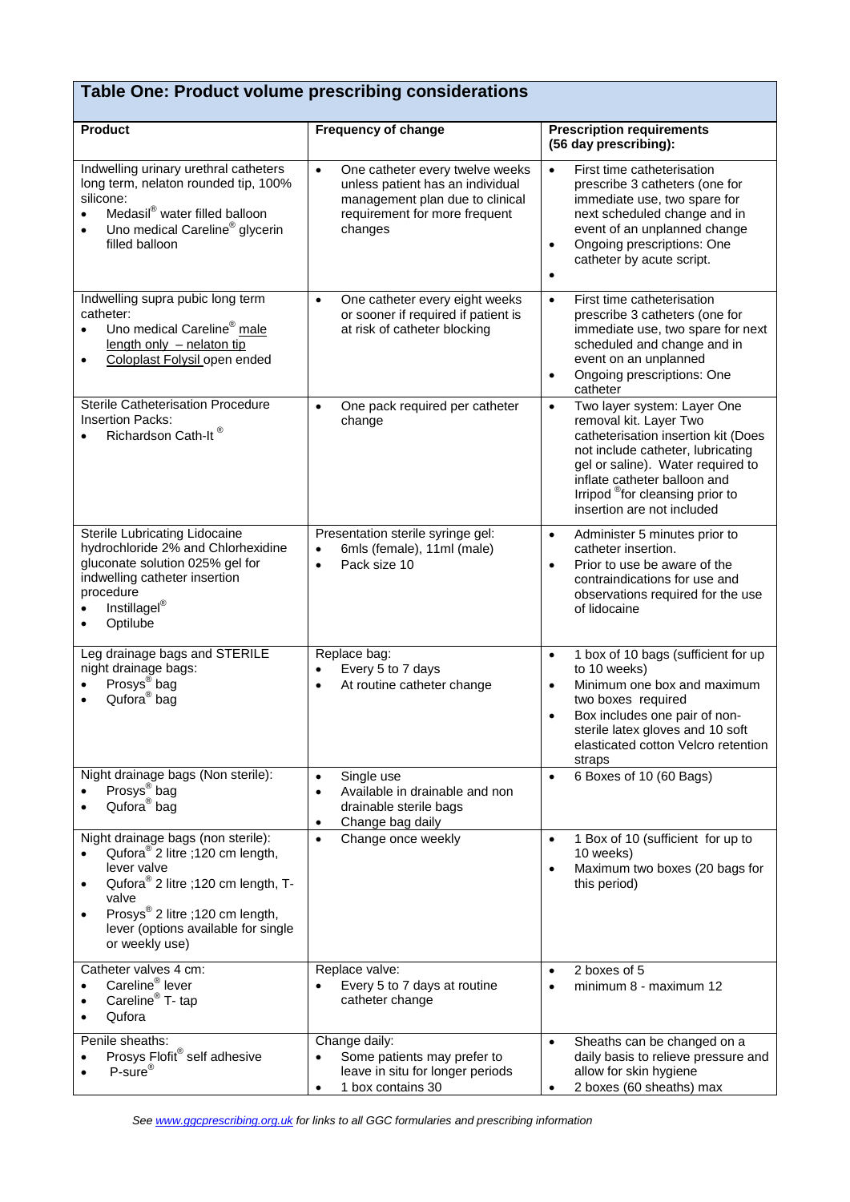## Table One: Product volume prescribing considerations

| Product | Frequency of change | Prescription requirements (56 day prescribing): |
|---|---|---|
| Indwelling urinary urethral catheters long term, nelaton rounded tip, 100% silicone:<br>• Medasil® water filled balloon<br>• Uno medical Careline® glycerin filled balloon | • One catheter every twelve weeks unless patient has an individual management plan due to clinical requirement for more frequent changes | • First time catheterisation prescribe 3 catheters (one for immediate use, two spare for next scheduled change and in event of an unplanned change<br>• Ongoing prescriptions: One catheter by acute script.<br>• |
| Indwelling supra pubic long term catheter:<br>• Uno medical Careline® male length only – nelaton tip<br>• Coloplast Folysil open ended | • One catheter every eight weeks or sooner if required if patient is at risk of catheter blocking | • First time catheterisation prescribe 3 catheters (one for immediate use, two spare for next scheduled and change and in event on an unplanned<br>• Ongoing prescriptions: One catheter |
| Sterile Catheterisation Procedure Insertion Packs:<br>• Richardson Cath-It ® | • One pack required per catheter change | • Two layer system: Layer One removal kit. Layer Two catheterisation insertion kit (Does not include catheter, lubricating gel or saline). Water required to inflate catheter balloon and Irripod ®for cleansing prior to insertion are not included |
| Sterile Lubricating Lidocaine hydrochloride 2% and Chlorhexidine gluconate solution 025% gel for indwelling catheter insertion procedure<br>• Instillagel®<br>• Optilube | Presentation sterile syringe gel:<br>• 6mls (female), 11ml (male)<br>• Pack size 10 | • Administer 5 minutes prior to catheter insertion.<br>• Prior to use be aware of the contraindications for use and observations required for the use of lidocaine |
| Leg drainage bags and STERILE night drainage bags:<br>• Prosys® bag<br>• Qufora® bag | Replace bag:<br>• Every 5 to 7 days<br>• At routine catheter change | • 1 box of 10 bags (sufficient for up to 10 weeks)<br>• Minimum one box and maximum two boxes required<br>• Box includes one pair of non-sterile latex gloves and 10 soft elasticated cotton Velcro retention straps |
| Night drainage bags (Non sterile):<br>• Prosys® bag<br>• Qufora® bag | • Single use<br>• Available in drainable and non drainable sterile bags<br>• Change bag daily | • 6 Boxes of 10 (60 Bags) |
| Night drainage bags (non sterile):<br>• Qufora® 2 litre ;120 cm length, lever valve<br>• Qufora® 2 litre ;120 cm length, T-valve<br>• Prosys® 2 litre ;120 cm length, lever (options available for single or weekly use) | • Change once weekly | • 1 Box of 10 (sufficient for up to 10 weeks)<br>• Maximum two boxes (20 bags for this period) |
| Catheter valves 4 cm:<br>• Careline® lever<br>• Careline® T- tap<br>• Qufora | Replace valve:<br>• Every 5 to 7 days at routine catheter change | • 2 boxes of 5<br>• minimum 8 - maximum 12 |
| Penile sheaths:<br>• Prosys Flofit® self adhesive<br>• P-sure® | Change daily:<br>• Some patients may prefer to leave in situ for longer periods<br>• 1 box contains 30 | • Sheaths can be changed on a daily basis to relieve pressure and allow for skin hygiene<br>• 2 boxes (60 sheaths) max |

*See www.ggcprescribing.org.uk for links to all GGC formularies and prescribing information*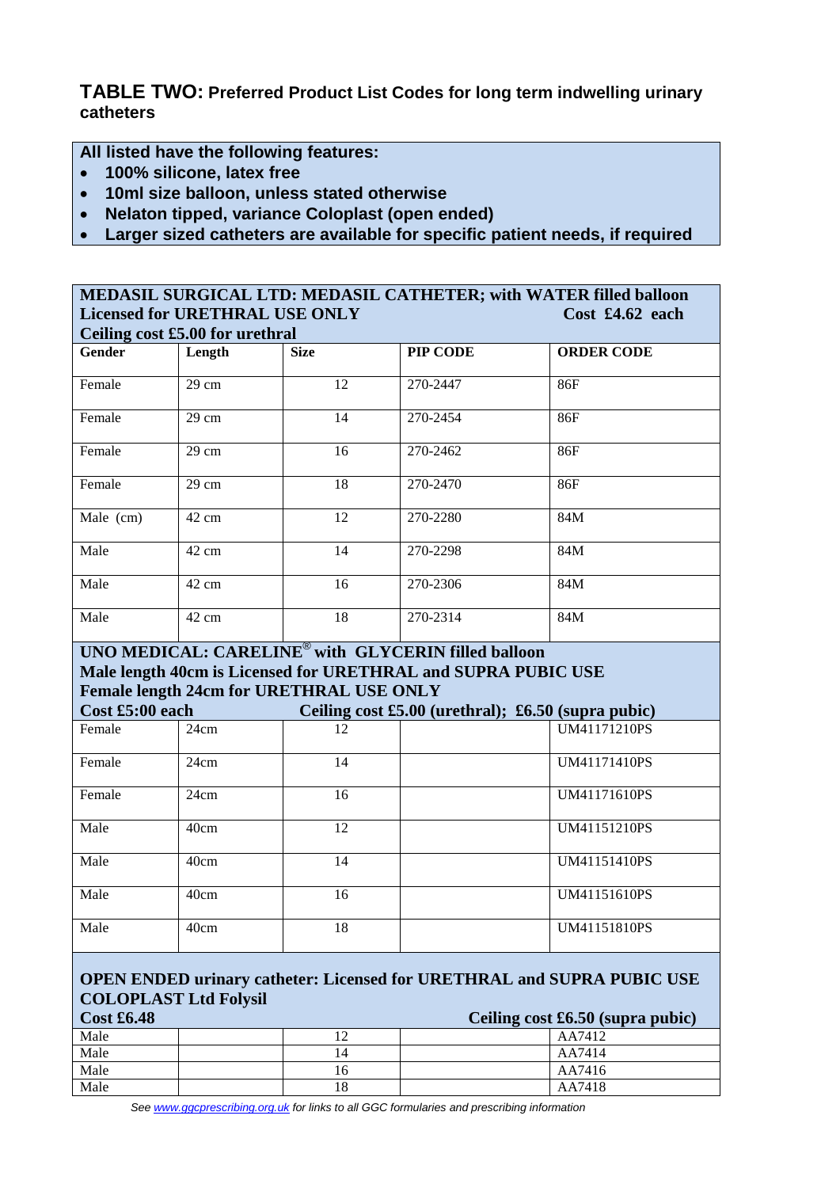## TABLE TWO: Preferred Product List Codes for long term indwelling urinary catheters

**All listed have the following features:**

- **100% silicone, latex free**
- **10ml size balloon, unless stated otherwise**
- **Nelaton tipped, variance Coloplast (open ended)**
- **Larger sized catheters are available for specific patient needs, if required**

| Gender | Length | Size | PIP CODE | ORDER CODE |
|---|---|---|---|---|
| **MEDASIL SURGICAL LTD: MEDASIL CATHETER; with WATER filled balloon Licensed for URETHRAL USE ONLY Cost £4.62 each Ceiling cost £5.00 for urethral** | | | | |
| Female | 29 cm | 12 | 270-2447 | 86F |
| Female | 29 cm | 14 | 270-2454 | 86F |
| Female | 29 cm | 16 | 270-2462 | 86F |
| Female | 29 cm | 18 | 270-2470 | 86F |
| Male (cm) | 42 cm | 12 | 270-2280 | 84M |
| Male | 42 cm | 14 | 270-2298 | 84M |
| Male | 42 cm | 16 | 270-2306 | 84M |
| Male | 42 cm | 18 | 270-2314 | 84M |
| **UNO MEDICAL: CARELINE® with GLYCERIN filled balloon Male length 40cm is Licensed for URETHRAL and SUPRA PUBIC USE Female length 24cm for URETHRAL USE ONLY Cost £5:00 each Ceiling cost £5.00 (urethral); £6.50 (supra pubic)** | | | | |
| Female | 24cm | 12 | | UM41171210PS |
| Female | 24cm | 14 | | UM41171410PS |
| Female | 24cm | 16 | | UM41171610PS |
| Male | 40cm | 12 | | UM41151210PS |
| Male | 40cm | 14 | | UM41151410PS |
| Male | 40cm | 16 | | UM41151610PS |
| Male | 40cm | 18 | | UM41151810PS |
| **OPEN ENDED urinary catheter: Licensed for URETHRAL and SUPRA PUBIC USE COLOPLAST Ltd Folysil Cost £6.48 Ceiling cost £6.50 (supra pubic)** | | | | |
| Male | | 12 | | AA7412 |
| Male | | 14 | | AA7414 |
| Male | | 16 | | AA7416 |
| Male | | 18 | | AA7418 |

*See www.ggcprescribing.org.uk for links to all GGC formularies and prescribing information*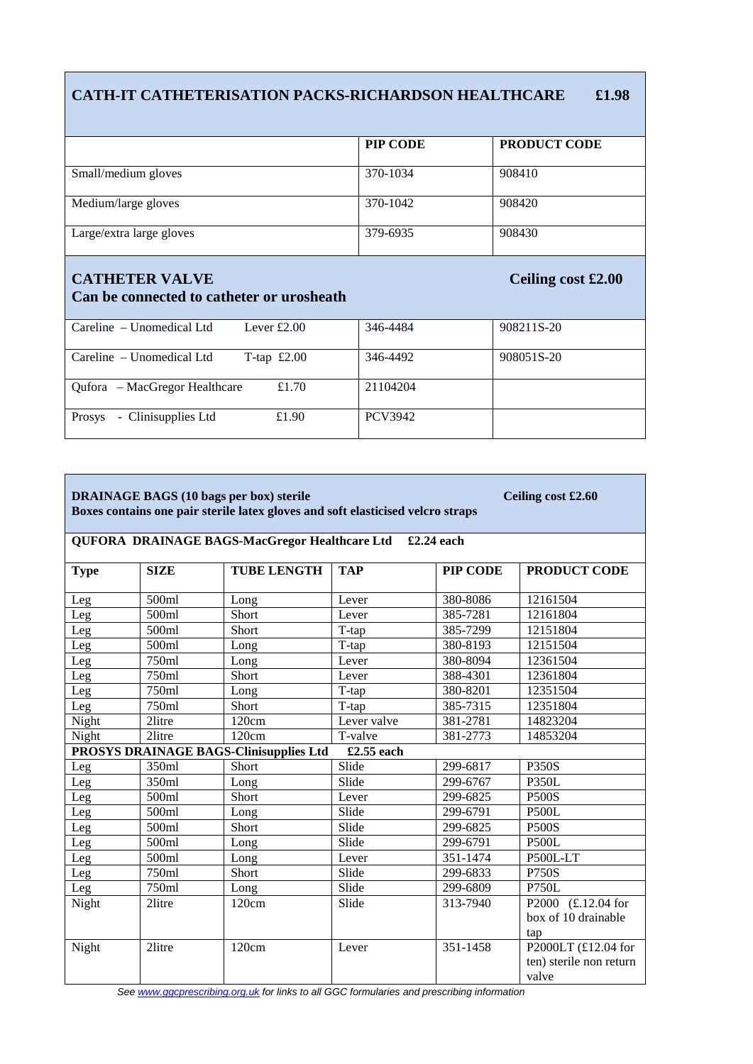| CATH-IT CATHETERISATION PACKS-RICHARDSON HEALTHCARE £1.98 | | |
|---|---|---|
| | **PIP CODE** | **PRODUCT CODE** |
| Small/medium gloves | 370-1034 | 908410 |
| Medium/large gloves | 370-1042 | 908420 |
| Large/extra large gloves | 379-6935 | 908430 |
| **CATHETER VALVE** **Can be connected to catheter or urosheath** | | **Ceiling cost £2.00** |
| Careline – Unomedical Ltd Lever £2.00 | 346-4484 | 908211S-20 |
| Careline – Unomedical Ltd T-tap £2.00 | 346-4492 | 908051S-20 |
| Qufora – MacGregor Healthcare £1.70 | 21104204 | |
| Prosys - Clinisupplies Ltd £1.90 | PCV3942 | |

| **DRAINAGE BAGS (10 bags per box) sterile** **Boxes contains one pair sterile latex gloves and soft elasticised velcro straps** | | | | | **Ceiling cost £2.60** |
|---|---|---|---|---|---|
| **QUFORA DRAINAGE BAGS-MacGregor Healthcare Ltd £2.24 each** | | | | | |
| **Type** | **SIZE** | **TUBE LENGTH** | **TAP** | **PIP CODE** | **PRODUCT CODE** |
| Leg | 500ml | Long | Lever | 380-8086 | 12161504 |
| Leg | 500ml | Short | Lever | 385-7281 | 12161804 |
| Leg | 500ml | Short | T-tap | 385-7299 | 12151804 |
| Leg | 500ml | Long | T-tap | 380-8193 | 12151504 |
| Leg | 750ml | Long | Lever | 380-8094 | 12361504 |
| Leg | 750ml | Short | Lever | 388-4301 | 12361804 |
| Leg | 750ml | Long | T-tap | 380-8201 | 12351504 |
| Leg | 750ml | Short | T-tap | 385-7315 | 12351804 |
| Night | 2litre | 120cm | Lever valve | 381-2781 | 14823204 |
| Night | 2litre | 120cm | T-valve | 381-2773 | 14853204 |
| **PROSYS DRAINAGE BAGS-Clinisupplies Ltd £2.55 each** | | | | | |
| Leg | 350ml | Short | Slide | 299-6817 | P350S |
| Leg | 350ml | Long | Slide | 299-6767 | P350L |
| Leg | 500ml | Short | Lever | 299-6825 | P500S |
| Leg | 500ml | Long | Slide | 299-6791 | P500L |
| Leg | 500ml | Short | Slide | 299-6825 | P500S |
| Leg | 500ml | Long | Slide | 299-6791 | P500L |
| Leg | 500ml | Long | Lever | 351-1474 | P500L-LT |
| Leg | 750ml | Short | Slide | 299-6833 | P750S |
| Leg | 750ml | Long | Slide | 299-6809 | P750L |
| Night | 2litre | 120cm | Slide | 313-7940 | P2000 (£.12.04 for box of 10 drainable tap |
| Night | 2litre | 120cm | Lever | 351-1458 | P2000LT (£12.04 for ten) sterile non return valve |

*See www.ggcprescribing.org.uk for links to all GGC formularies and prescribing information*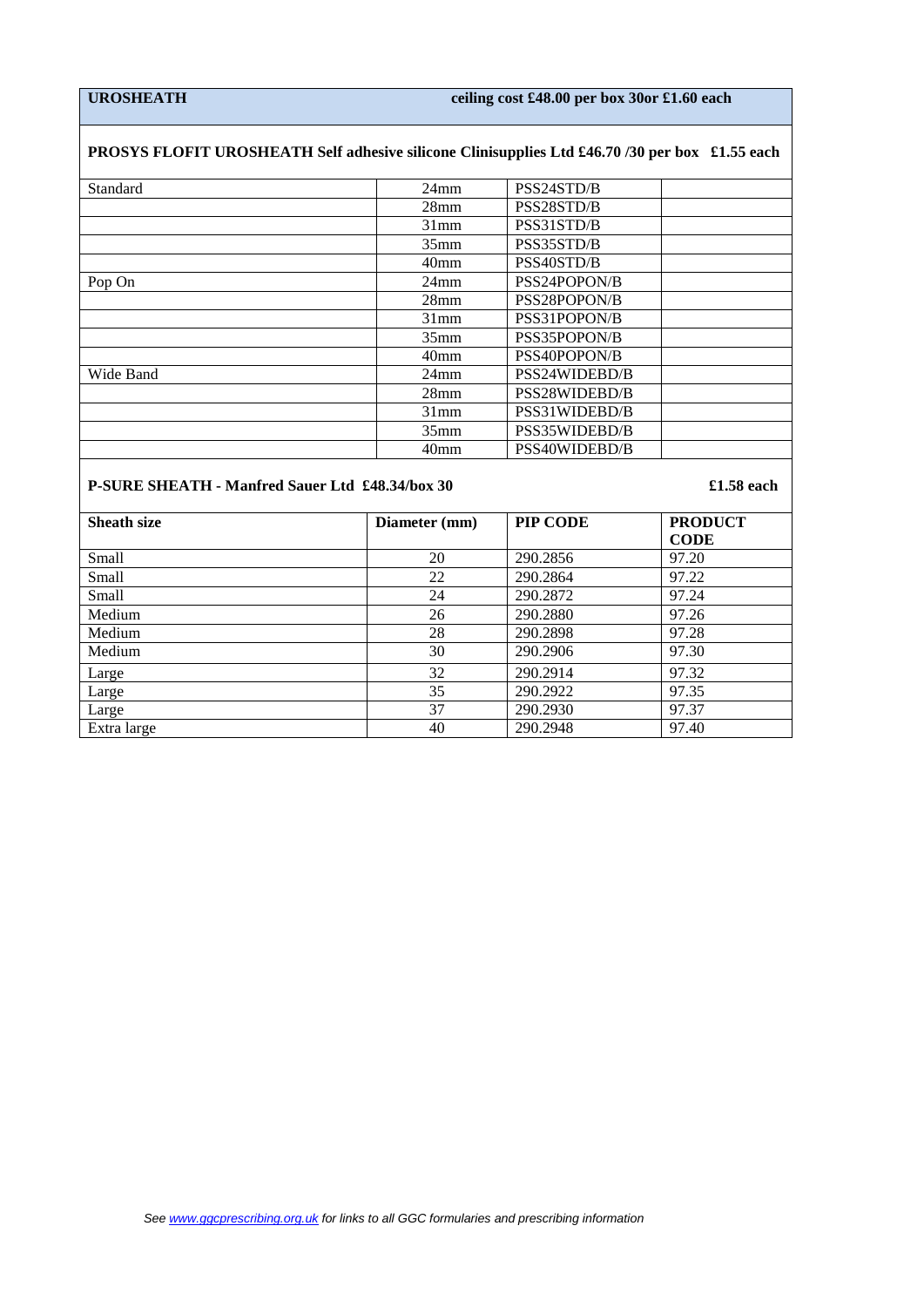**UROSHEATH** **ceiling cost £48.00 per box 30or £1.60 each**

**PROSYS FLOFIT UROSHEATH Self adhesive silicone Clinisupplies Ltd £46.70 /30 per box £1.55 each**

| | | | |
|---|---|---|---|
| Standard | 24mm | PSS24STD/B | |
| | 28mm | PSS28STD/B | |
| | 31mm | PSS31STD/B | |
| | 35mm | PSS35STD/B | |
| | 40mm | PSS40STD/B | |
| Pop On | 24mm | PSS24POPON/B | |
| | 28mm | PSS28POPON/B | |
| | 31mm | PSS31POPON/B | |
| | 35mm | PSS35POPON/B | |
| | 40mm | PSS40POPON/B | |
| Wide Band | 24mm | PSS24WIDEBD/B | |
| | 28mm | PSS28WIDEBD/B | |
| | 31mm | PSS31WIDEBD/B | |
| | 35mm | PSS35WIDEBD/B | |
| | 40mm | PSS40WIDEBD/B | |

**P-SURE SHEATH - Manfred Sauer Ltd £48.34/box 30** **£1.58 each**

| **Sheath size** | **Diameter (mm)** | **PIP CODE** | **PRODUCT CODE** |
|---|---|---|---|
| Small | 20 | 290.2856 | 97.20 |
| Small | 22 | 290.2864 | 97.22 |
| Small | 24 | 290.2872 | 97.24 |
| Medium | 26 | 290.2880 | 97.26 |
| Medium | 28 | 290.2898 | 97.28 |
| Medium | 30 | 290.2906 | 97.30 |
| Large | 32 | 290.2914 | 97.32 |
| Large | 35 | 290.2922 | 97.35 |
| Large | 37 | 290.2930 | 97.37 |
| Extra large | 40 | 290.2948 | 97.40 |